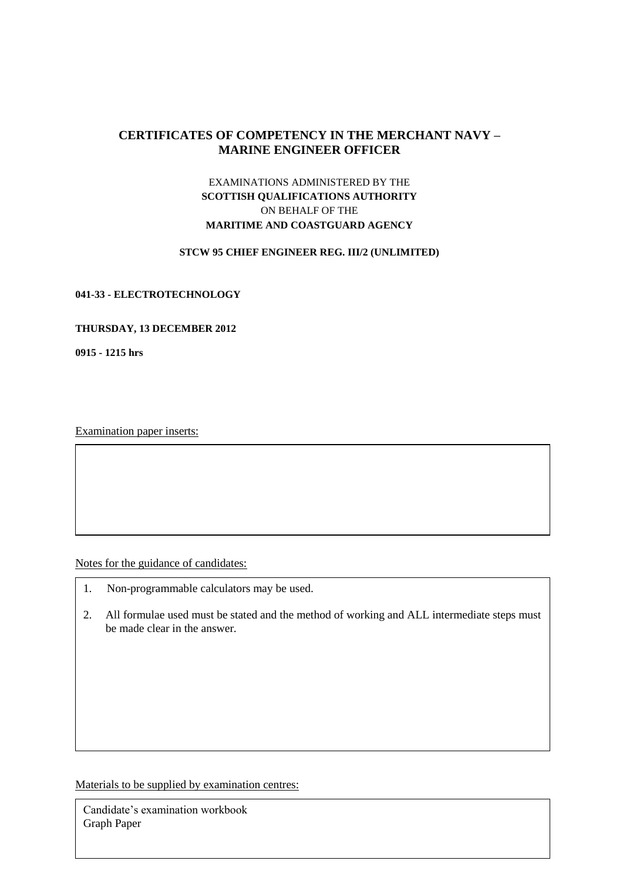# CERTIFICATES OF COMPETENCY IN THE MERCHANT NAVY – MARINE ENGINEER OFFICER

EXAMINATIONS ADMINISTERED BY THE
**SCOTTISH QUALIFICATIONS AUTHORITY**
ON BEHALF OF THE
**MARITIME AND COASTGUARD AGENCY**

**STCW 95 CHIEF ENGINEER REG. III/2 (UNLIMITED)**

**041-33 - ELECTROTECHNOLOGY**

**THURSDAY, 13 DECEMBER 2012**

**0915 - 1215 hrs**

Examination paper inserts:

Notes for the guidance of candidates:

1. Non-programmable calculators may be used.
2. All formulae used must be stated and the method of working and ALL intermediate steps must be made clear in the answer.

Materials to be supplied by examination centres:

Candidate's examination workbook
Graph Paper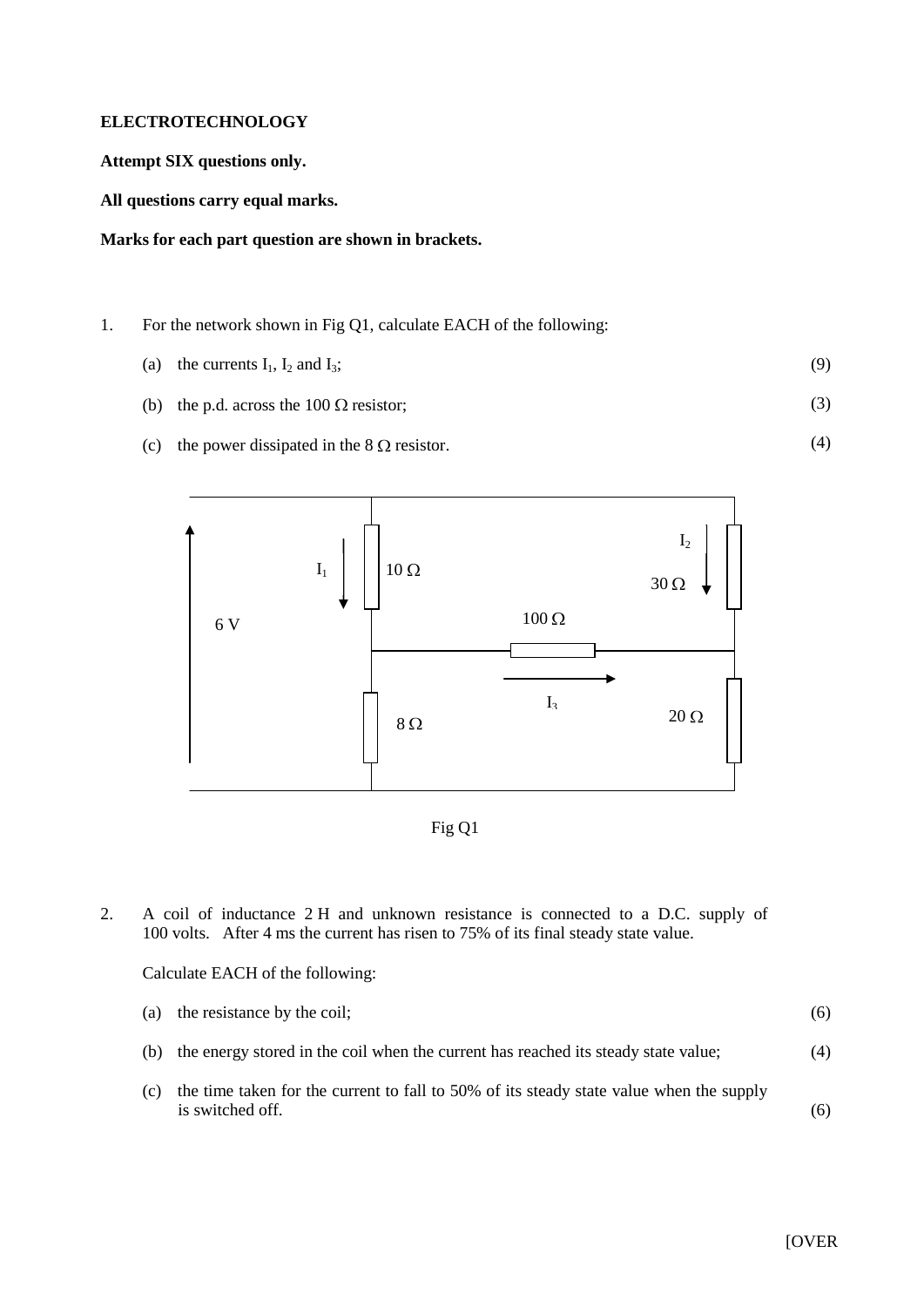**ELECTROTECHNOLOGY**

**Attempt SIX questions only.**

**All questions carry equal marks.**

**Marks for each part question are shown in brackets.**

1. For the network shown in Fig Q1, calculate EACH of the following:

   (a) the currents $I_1$, $I_2$ and $I_3$; (9)

   (b) the p.d. across the 100 Ω resistor; (3)

   (c) the power dissipated in the 8 Ω resistor. (4)

Fig Q1

2. A coil of inductance 2 H and unknown resistance is connected to a D.C. supply of 100 volts. After 4 ms the current has risen to 75% of its final steady state value.

   Calculate EACH of the following:

   (a) the resistance by the coil; (6)

   (b) the energy stored in the coil when the current has reached its steady state value; (4)

   (c) the time taken for the current to fall to 50% of its steady state value when the supply is switched off. (6)

[OVER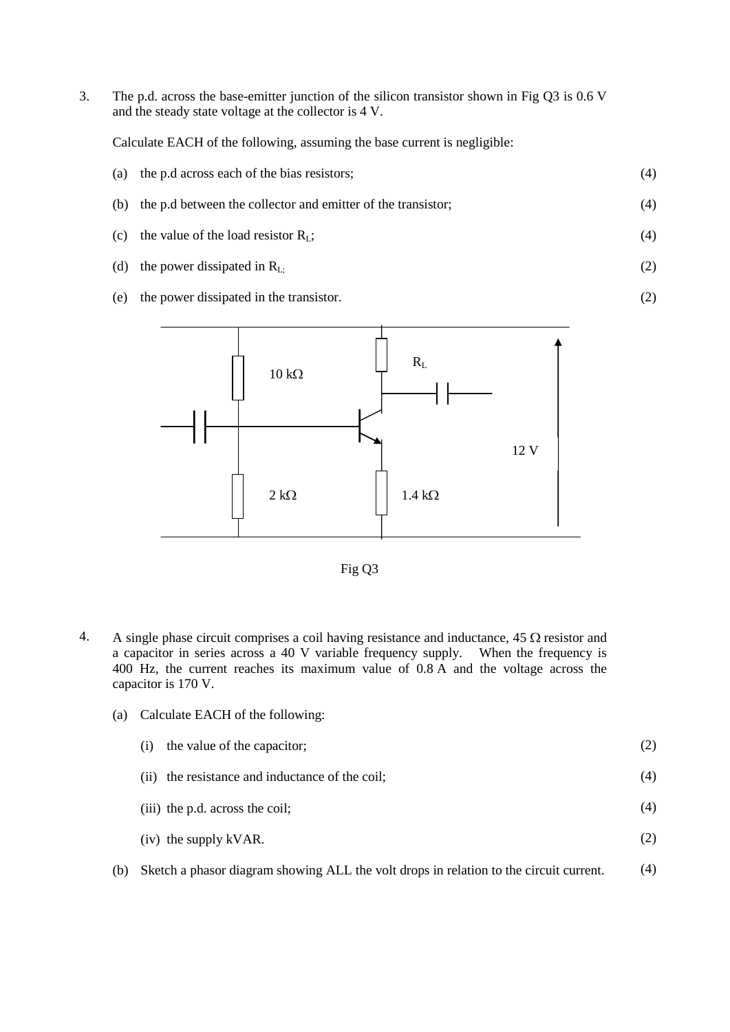3. The p.d. across the base-emitter junction of the silicon transistor shown in Fig Q3 is 0.6 V and the steady state voltage at the collector is 4 V.

   Calculate EACH of the following, assuming the base current is negligible:

   (a) the p.d across each of the bias resistors; (4)

   (b) the p.d between the collector and emitter of the transistor; (4)

   (c) the value of the load resistor $R_L$; (4)

   (d) the power dissipated in $R_L$; (2)

   (e) the power dissipated in the transistor. (2)

Fig Q3

4. A single phase circuit comprises a coil having resistance and inductance, 45 Ω resistor and a capacitor in series across a 40 V variable frequency supply. When the frequency is 400 Hz, the current reaches its maximum value of 0.8 A and the voltage across the capacitor is 170 V.

   (a) Calculate EACH of the following:

   (i) the value of the capacitor; (2)

   (ii) the resistance and inductance of the coil; (4)

   (iii) the p.d. across the coil; (4)

   (iv) the supply kVAR. (2)

   (b) Sketch a phasor diagram showing ALL the volt drops in relation to the circuit current. (4)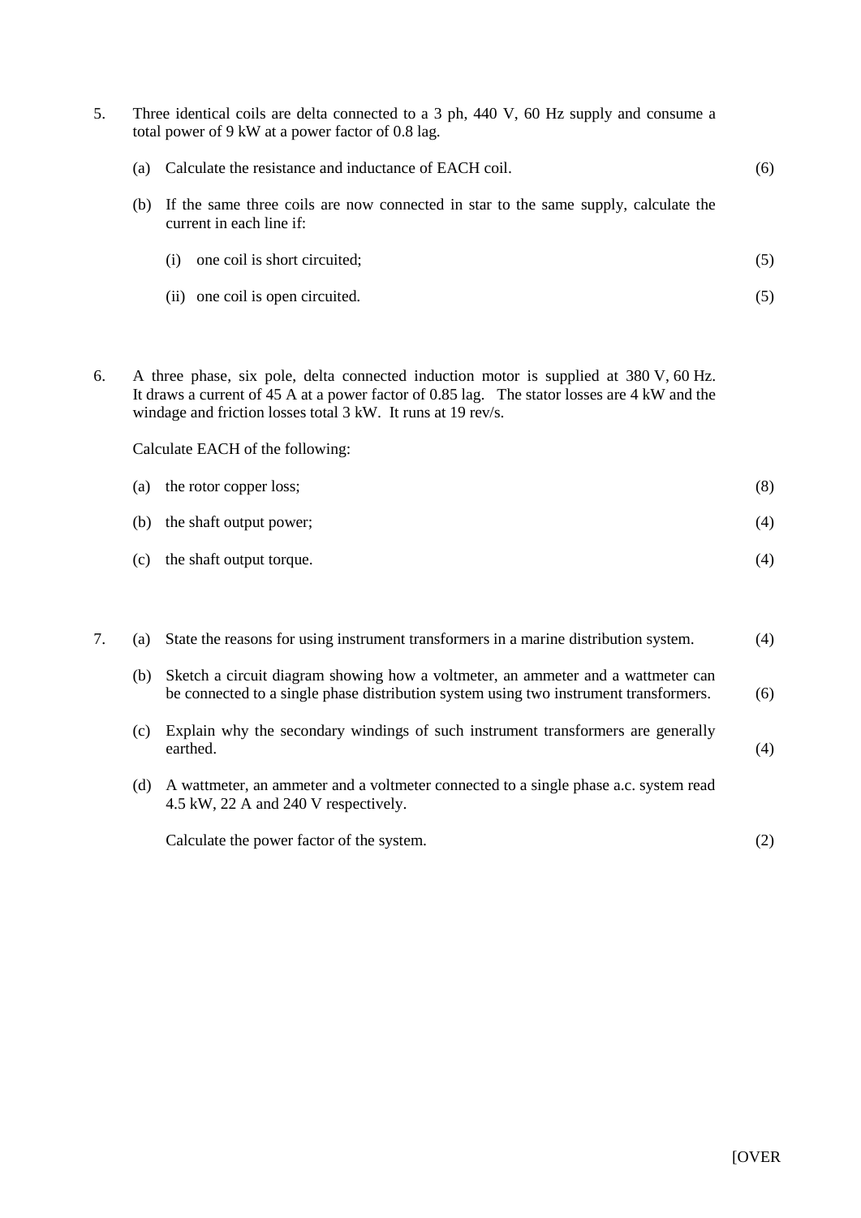5. Three identical coils are delta connected to a 3 ph, 440 V, 60 Hz supply and consume a total power of 9 kW at a power factor of 0.8 lag.

   (a) Calculate the resistance and inductance of EACH coil. (6)

   (b) If the same three coils are now connected in star to the same supply, calculate the current in each line if:

      (i) one coil is short circuited; (5)

      (ii) one coil is open circuited. (5)

6. A three phase, six pole, delta connected induction motor is supplied at 380 V, 60 Hz. It draws a current of 45 A at a power factor of 0.85 lag. The stator losses are 4 kW and the windage and friction losses total 3 kW. It runs at 19 rev/s.

   Calculate EACH of the following:

   (a) the rotor copper loss; (8)

   (b) the shaft output power; (4)

   (c) the shaft output torque. (4)

7. (a) State the reasons for using instrument transformers in a marine distribution system. (4)

   (b) Sketch a circuit diagram showing how a voltmeter, an ammeter and a wattmeter can be connected to a single phase distribution system using two instrument transformers. (6)

   (c) Explain why the secondary windings of such instrument transformers are generally earthed. (4)

   (d) A wattmeter, an ammeter and a voltmeter connected to a single phase a.c. system read 4.5 kW, 22 A and 240 V respectively.

      Calculate the power factor of the system. (2)

[OVER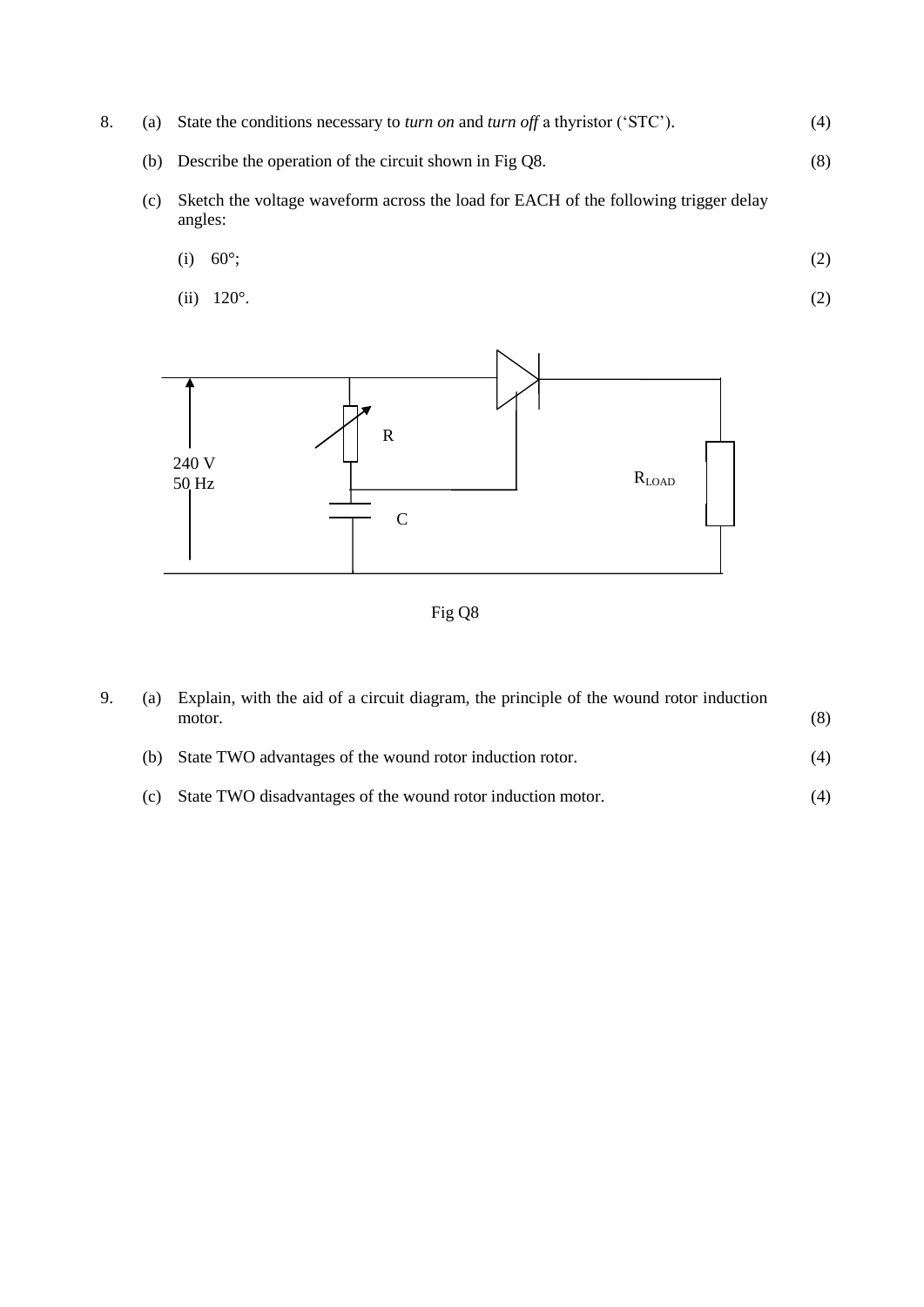8. (a) State the conditions necessary to *turn on* and *turn off* a thyristor ('STC'). (4)

   (b) Describe the operation of the circuit shown in Fig Q8. (8)

   (c) Sketch the voltage waveform across the load for EACH of the following trigger delay angles:

   (i) 60°; (2)

   (ii) 120°. (2)

R

240 V
50 Hz

$R_{LOAD}$

C

Fig Q8

9. (a) Explain, with the aid of a circuit diagram, the principle of the wound rotor induction motor. (8)

   (b) State TWO advantages of the wound rotor induction rotor. (4)

   (c) State TWO disadvantages of the wound rotor induction motor. (4)